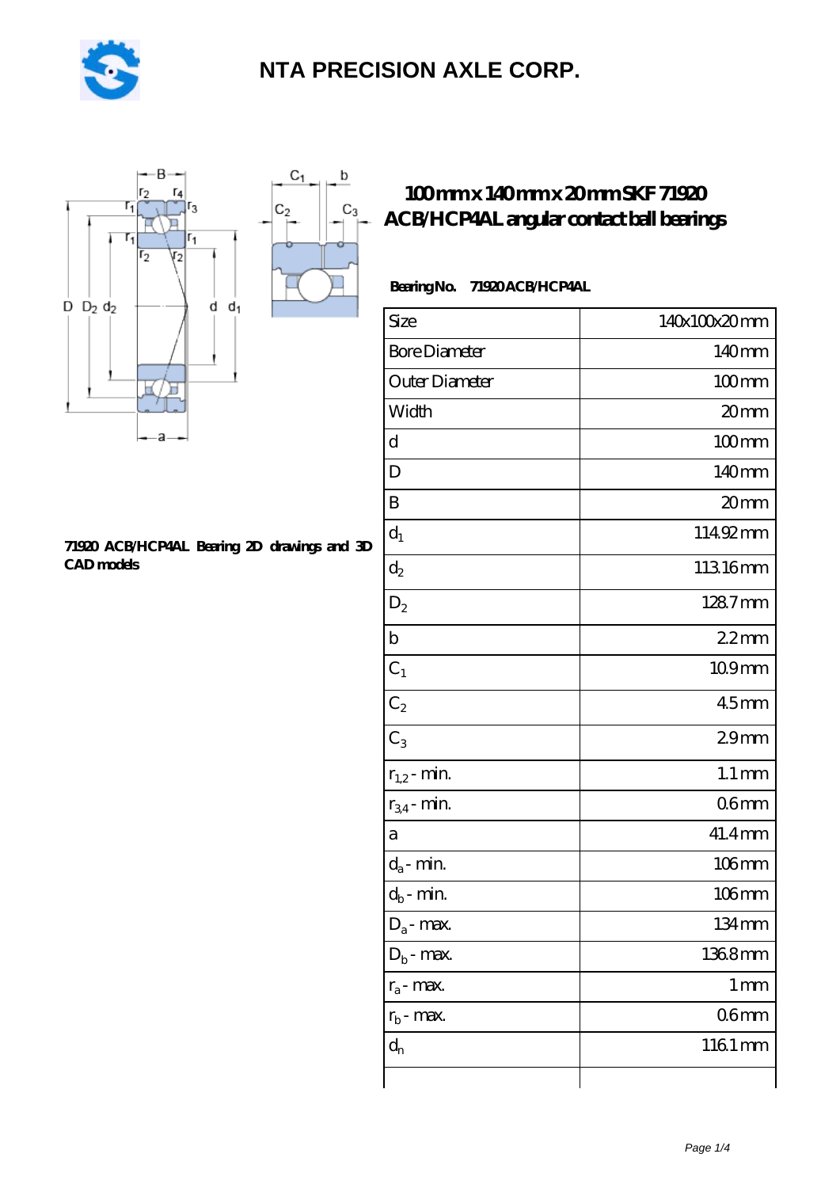# NTA PRECISION AXLE CORP.

## 100mm x 140mm x 20mm SKF 71920 ACB/HCP4AL angular contact ball bearings

**Bearing No.** 71920 ACB/HCP4AL

| Size | 140x100x20 mm |
|---|---|
| Bore Diameter | 140 mm |
| Outer Diameter | 100 mm |
| Width | 20 mm |
| d | 100 mm |
| D | 140 mm |
| B | 20 mm |
| $d_1$ | 114.92 mm |
| $d_2$ | 113.16 mm |
| $D_2$ | 128.7 mm |
| b | 2.2 mm |
| $C_1$ | 10.9 mm |
| $C_2$ | 4.5 mm |
| $C_3$ | 2.9 mm |
| $r_{1,2}$ - min. | 1.1 mm |
| $r_{3,4}$ - min. | 0.6 mm |
| a | 41.4 mm |
| $d_a$ - min. | 106 mm |
| $d_b$ - min. | 106 mm |
| $D_a$ - max. | 134 mm |
| $D_b$ - max. | 136.8 mm |
| $r_a$ - max. | 1 mm |
| $r_b$ - max. | 0.6 mm |
| $d_n$ | 116.1 mm |
| | |

**71920 ACB/HCP4AL Bearing 2D drawings and 3D CAD models**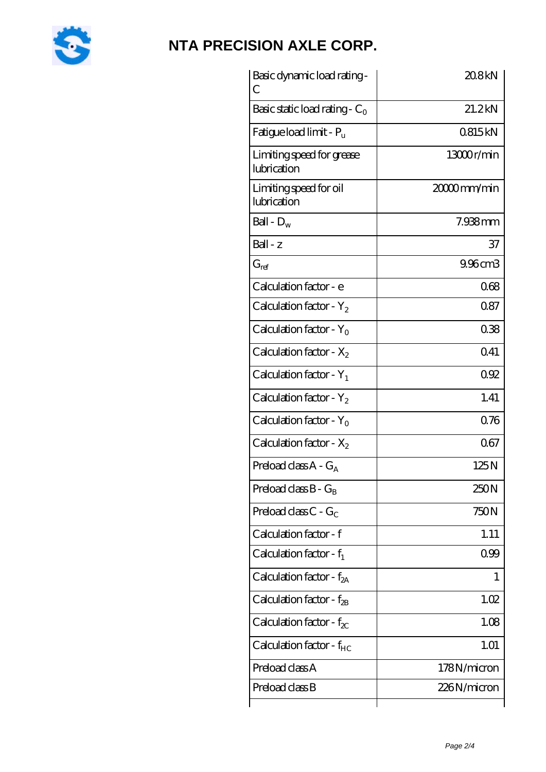| Basic dynamic load rating - C | 20.8 kN |
| --- | --- |
| Basic static load rating - $C_0$ | 21.2 kN |
| Fatigue load limit - $P_u$ | 0.815 kN |
| Limiting speed for grease lubrication | 13000 r/min |
| Limiting speed for oil lubrication | 20000 mm/min |
| Ball - $D_w$ | 7.938 mm |
| Ball - z | 37 |
| $G_{ref}$ | 9.96 cm3 |
| Calculation factor - e | 0.68 |
| Calculation factor - $Y_2$ | 0.87 |
| Calculation factor - $Y_0$ | 0.38 |
| Calculation factor - $X_2$ | 0.41 |
| Calculation factor - $Y_1$ | 0.92 |
| Calculation factor - $Y_2$ | 1.41 |
| Calculation factor - $Y_0$ | 0.76 |
| Calculation factor - $X_2$ | 0.67 |
| Preload class A - $G_A$ | 125 N |
| Preload class B - $G_B$ | 250 N |
| Preload class C - $G_C$ | 750 N |
| Calculation factor - f | 1.11 |
| Calculation factor - $f_1$ | 0.99 |
| Calculation factor - $f_{2A}$ | 1 |
| Calculation factor - $f_{2B}$ | 1.02 |
| Calculation factor - $f_{2C}$ | 1.08 |
| Calculation factor - $f_{HC}$ | 1.01 |
| Preload class A | 178 N/micron |
| Preload class B | 226 N/micron |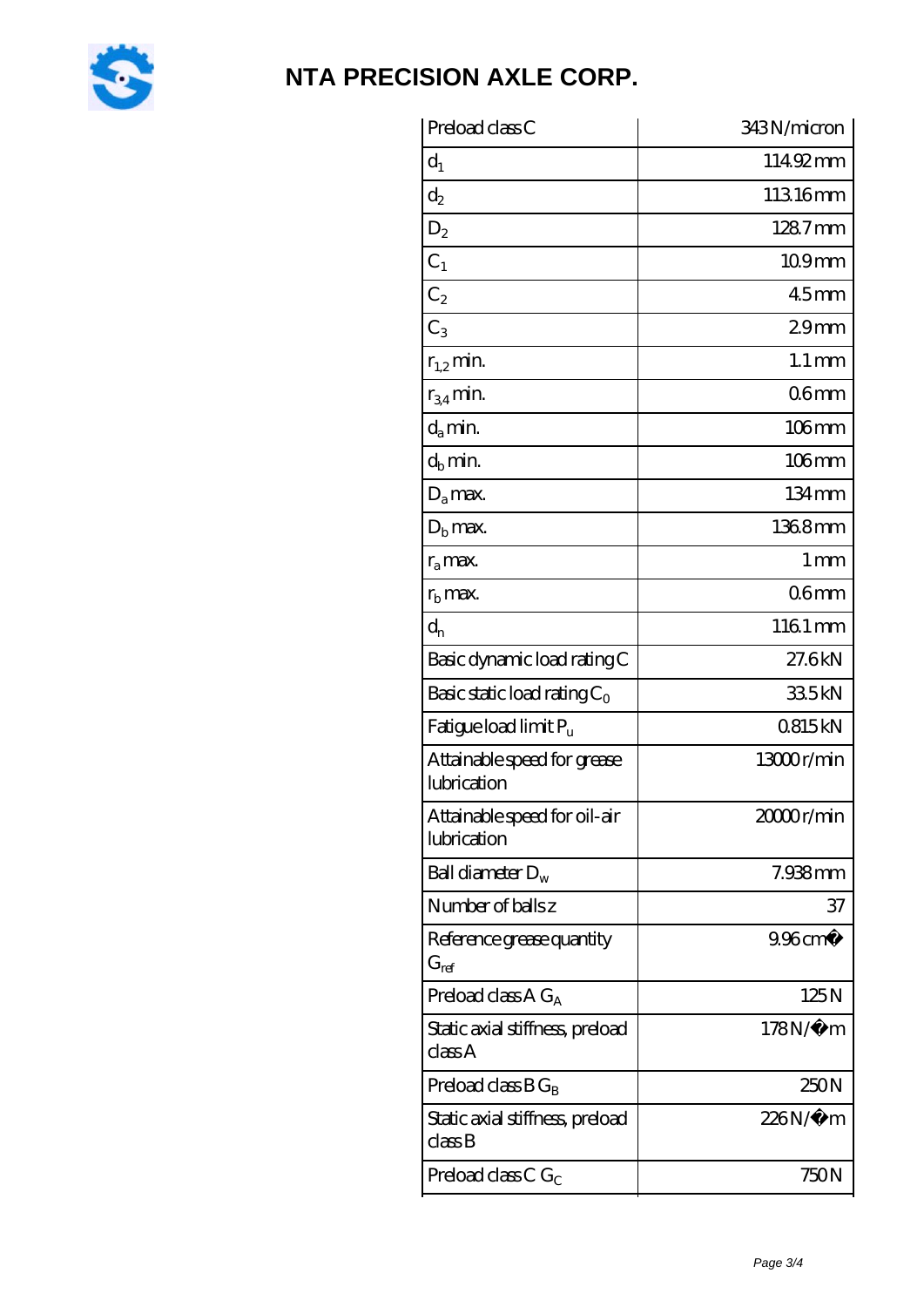# NTA PRECISION AXLE CORP.

| Preload class C | 343 N/micron |
|---|---|
| $d_1$ | 114.92 mm |
| $d_2$ | 113.16 mm |
| $D_2$ | 128.7 mm |
| $C_1$ | 10.9 mm |
| $C_2$ | 4.5 mm |
| $C_3$ | 2.9 mm |
| $r_{1,2}$ min. | 1.1 mm |
| $r_{3,4}$ min. | 0.6 mm |
| $d_a$ min. | 106 mm |
| $d_b$ min. | 106 mm |
| $D_a$ max. | 134 mm |
| $D_b$ max. | 136.8 mm |
| $r_a$ max. | 1 mm |
| $r_b$ max. | 0.6 mm |
| $d_n$ | 116.1 mm |
| Basic dynamic load rating C | 27.6 kN |
| Basic static load rating $C_0$ | 33.5 kN |
| Fatigue load limit $P_u$ | 0.815 kN |
| Attainable speed for grease lubrication | 13000 r/min |
| Attainable speed for oil-air lubrication | 20000 r/min |
| Ball diameter $D_w$ | 7.938 mm |
| Number of balls z | 37 |
| Reference grease quantity $G_{ref}$ | 9.96 cm� |
| Preload class A $G_A$ | 125 N |
| Static axial stiffness, preload class A | 178 N/�m |
| Preload class B $G_B$ | 250 N |
| Static axial stiffness, preload class B | 226 N/�m |
| Preload class C $G_C$ | 750 N |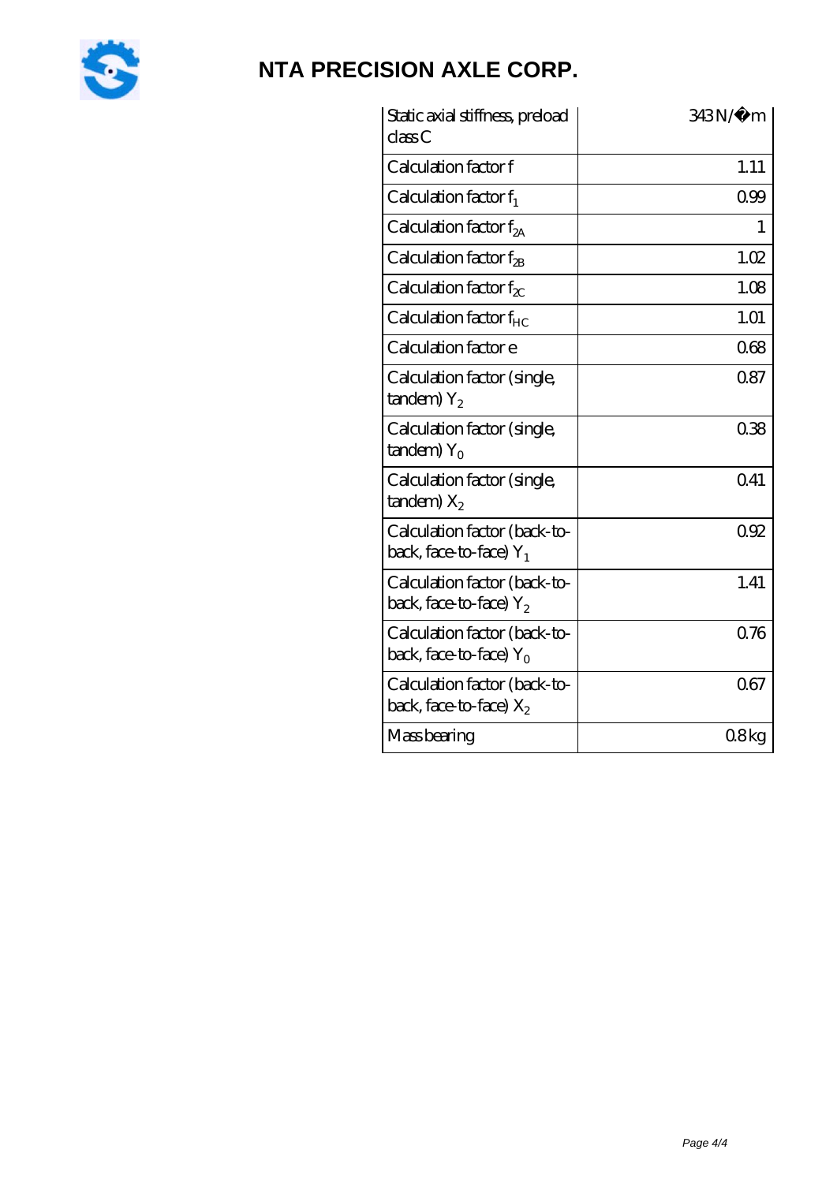# NTA PRECISION AXLE CORP.

| | |
|---|---|
| Static axial stiffness, preload class C | 343 N/�m |
| Calculation factor f | 1.11 |
| Calculation factor $f_1$ | 0.99 |
| Calculation factor $f_{2A}$ | 1 |
| Calculation factor $f_{2B}$ | 1.02 |
| Calculation factor $f_{2C}$ | 1.08 |
| Calculation factor $f_{HC}$ | 1.01 |
| Calculation factor e | 0.68 |
| Calculation factor (single, tandem) $Y_2$ | 0.87 |
| Calculation factor (single, tandem) $Y_0$ | 0.38 |
| Calculation factor (single, tandem) $X_2$ | 0.41 |
| Calculation factor (back-to-back, face-to-face) $Y_1$ | 0.92 |
| Calculation factor (back-to-back, face-to-face) $Y_2$ | 1.41 |
| Calculation factor (back-to-back, face-to-face) $Y_0$ | 0.76 |
| Calculation factor (back-to-back, face-to-face) $X_2$ | 0.67 |
| Mass bearing | 0.8 kg |